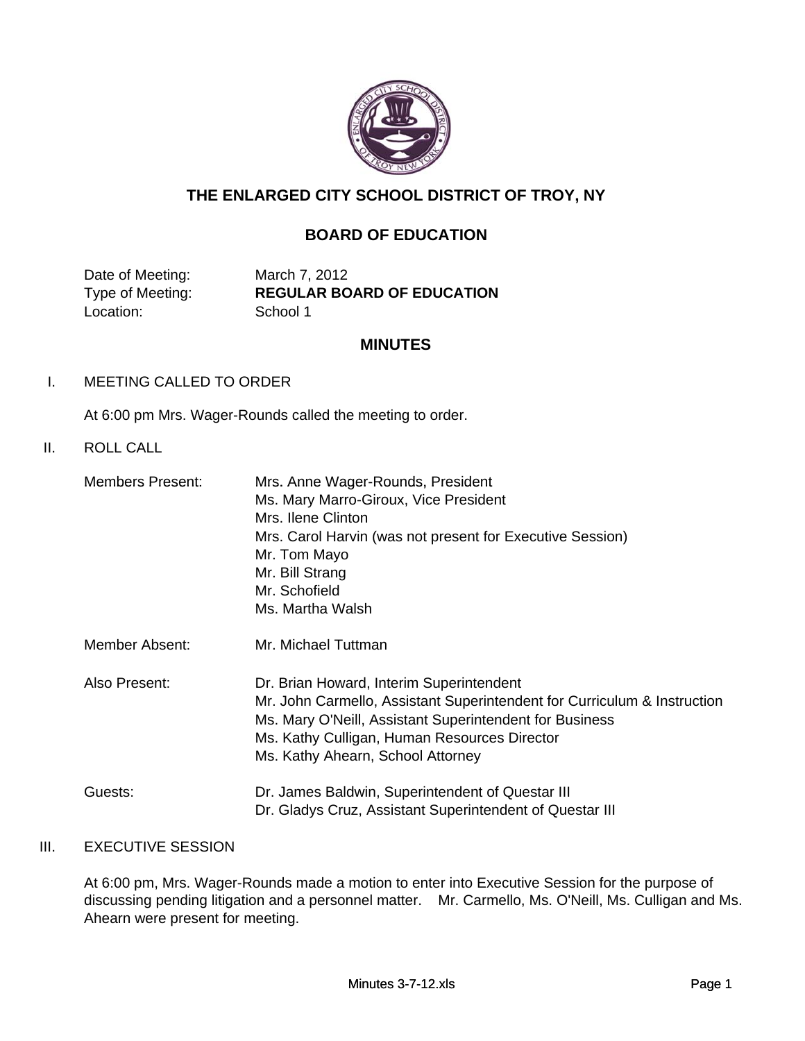# THE ENLARGED CITY SCHOOL DISTRICT OF TROY, NY

## BOARD OF EDUCATION

| | |
|---|---|
| Date of Meeting: | March 7, 2012 |
| Type of Meeting: | **REGULAR BOARD OF EDUCATION** |
| Location: | School 1 |

## MINUTES

I. MEETING CALLED TO ORDER

At 6:00 pm Mrs. Wager-Rounds called the meeting to order.

II. ROLL CALL

| | |
|---|---|
| Members Present: | Mrs. Anne Wager-Rounds, President<br>Ms. Mary Marro-Giroux, Vice President<br>Mrs. Ilene Clinton<br>Mrs. Carol Harvin (was not present for Executive Session)<br>Mr. Tom Mayo<br>Mr. Bill Strang<br>Mr. Schofield<br>Ms. Martha Walsh |
| Member Absent: | Mr. Michael Tuttman |
| Also Present: | Dr. Brian Howard, Interim Superintendent<br>Mr. John Carmello, Assistant Superintendent for Curriculum & Instruction<br>Ms. Mary O'Neill, Assistant Superintendent for Business<br>Ms. Kathy Culligan, Human Resources Director<br>Ms. Kathy Ahearn, School Attorney |
| Guests: | Dr. James Baldwin, Superintendent of Questar III<br>Dr. Gladys Cruz, Assistant Superintendent of Questar III |

III. EXECUTIVE SESSION

At 6:00 pm, Mrs. Wager-Rounds made a motion to enter into Executive Session for the purpose of discussing pending litigation and a personnel matter. Mr. Carmello, Ms. O'Neill, Ms. Culligan and Ms. Ahearn were present for meeting.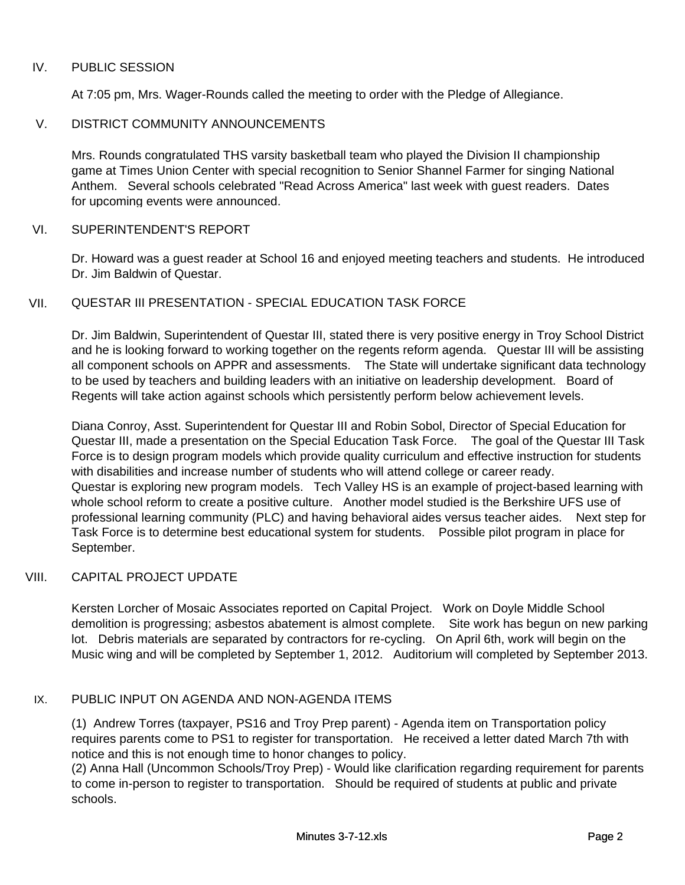## IV. PUBLIC SESSION

At 7:05 pm, Mrs. Wager-Rounds called the meeting to order with the Pledge of Allegiance.

## V. DISTRICT COMMUNITY ANNOUNCEMENTS

Mrs. Rounds congratulated THS varsity basketball team who played the Division II championship game at Times Union Center with special recognition to Senior Shannel Farmer for singing National Anthem. Several schools celebrated "Read Across America" last week with guest readers. Dates for upcoming events were announced.

## VI. SUPERINTENDENT'S REPORT

Dr. Howard was a guest reader at School 16 and enjoyed meeting teachers and students. He introduced Dr. Jim Baldwin of Questar.

## VII. QUESTAR III PRESENTATION - SPECIAL EDUCATION TASK FORCE

Dr. Jim Baldwin, Superintendent of Questar III, stated there is very positive energy in Troy School District and he is looking forward to working together on the regents reform agenda. Questar III will be assisting all component schools on APPR and assessments. The State will undertake significant data technology to be used by teachers and building leaders with an initiative on leadership development. Board of Regents will take action against schools which persistently perform below achievement levels.

Diana Conroy, Asst. Superintendent for Questar III and Robin Sobol, Director of Special Education for Questar III, made a presentation on the Special Education Task Force. The goal of the Questar III Task Force is to design program models which provide quality curriculum and effective instruction for students with disabilities and increase number of students who will attend college or career ready.
Questar is exploring new program models. Tech Valley HS is an example of project-based learning with whole school reform to create a positive culture. Another model studied is the Berkshire UFS use of professional learning community (PLC) and having behavioral aides versus teacher aides. Next step for Task Force is to determine best educational system for students. Possible pilot program in place for September.

## VIII. CAPITAL PROJECT UPDATE

Kersten Lorcher of Mosaic Associates reported on Capital Project. Work on Doyle Middle School demolition is progressing; asbestos abatement is almost complete. Site work has begun on new parking lot. Debris materials are separated by contractors for re-cycling. On April 6th, work will begin on the Music wing and will be completed by September 1, 2012. Auditorium will completed by September 2013.

## IX. PUBLIC INPUT ON AGENDA AND NON-AGENDA ITEMS

(1) Andrew Torres (taxpayer, PS16 and Troy Prep parent) - Agenda item on Transportation policy requires parents come to PS1 to register for transportation. He received a letter dated March 7th with notice and this is not enough time to honor changes to policy.
(2) Anna Hall (Uncommon Schools/Troy Prep) - Would like clarification regarding requirement for parents to come in-person to register to transportation. Should be required of students at public and private schools.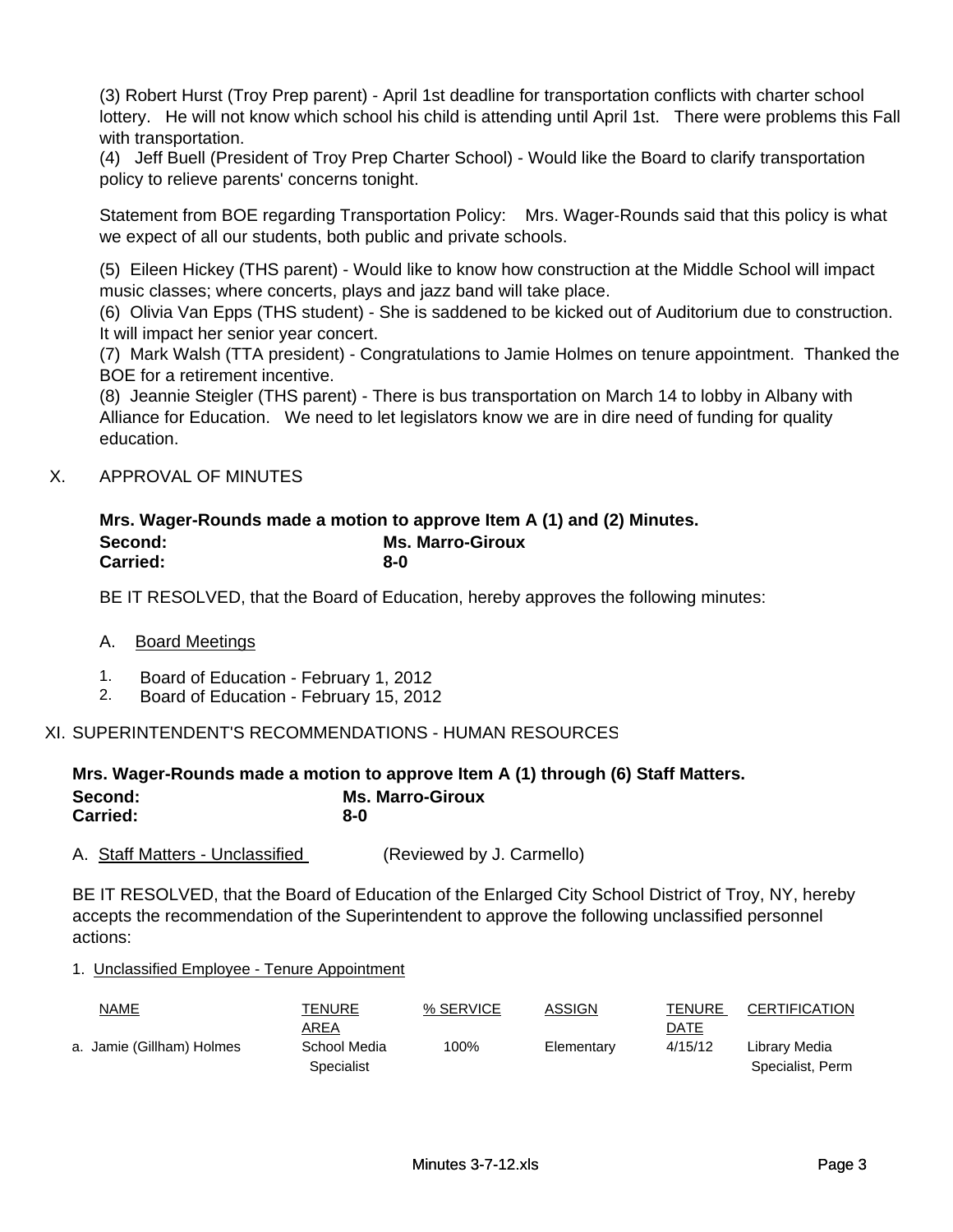(3) Robert Hurst (Troy Prep parent) - April 1st deadline for transportation conflicts with charter school lottery. He will not know which school his child is attending until April 1st. There were problems this Fall with transportation.
(4) Jeff Buell (President of Troy Prep Charter School) - Would like the Board to clarify transportation policy to relieve parents' concerns tonight.

Statement from BOE regarding Transportation Policy: Mrs. Wager-Rounds said that this policy is what we expect of all our students, both public and private schools.

(5) Eileen Hickey (THS parent) - Would like to know how construction at the Middle School will impact music classes; where concerts, plays and jazz band will take place.
(6) Olivia Van Epps (THS student) - She is saddened to be kicked out of Auditorium due to construction. It will impact her senior year concert.
(7) Mark Walsh (TTA president) - Congratulations to Jamie Holmes on tenure appointment. Thanked the BOE for a retirement incentive.
(8) Jeannie Steigler (THS parent) - There is bus transportation on March 14 to lobby in Albany with Alliance for Education. We need to let legislators know we are in dire need of funding for quality education.

## X. APPROVAL OF MINUTES

**Mrs. Wager-Rounds made a motion to approve Item A (1) and (2) Minutes.**
**Second: Ms. Marro-Giroux**
**Carried: 8-0**

BE IT RESOLVED, that the Board of Education, hereby approves the following minutes:

A. Board Meetings

1. Board of Education - February 1, 2012
2. Board of Education - February 15, 2012

## XI. SUPERINTENDENT'S RECOMMENDATIONS - HUMAN RESOURCES

**Mrs. Wager-Rounds made a motion to approve Item A (1) through (6) Staff Matters.**
**Second: Ms. Marro-Giroux**
**Carried: 8-0**

A. Staff Matters - Unclassified (Reviewed by J. Carmello)

BE IT RESOLVED, that the Board of Education of the Enlarged City School District of Troy, NY, hereby accepts the recommendation of the Superintendent to approve the following unclassified personnel actions:

1. Unclassified Employee - Tenure Appointment

| NAME | TENURE AREA | % SERVICE | ASSIGN | TENURE DATE | CERTIFICATION |
|---|---|---|---|---|---|
| a. Jamie (Gillham) Holmes | School Media Specialist | 100% | Elementary | 4/15/12 | Library Media Specialist, Perm |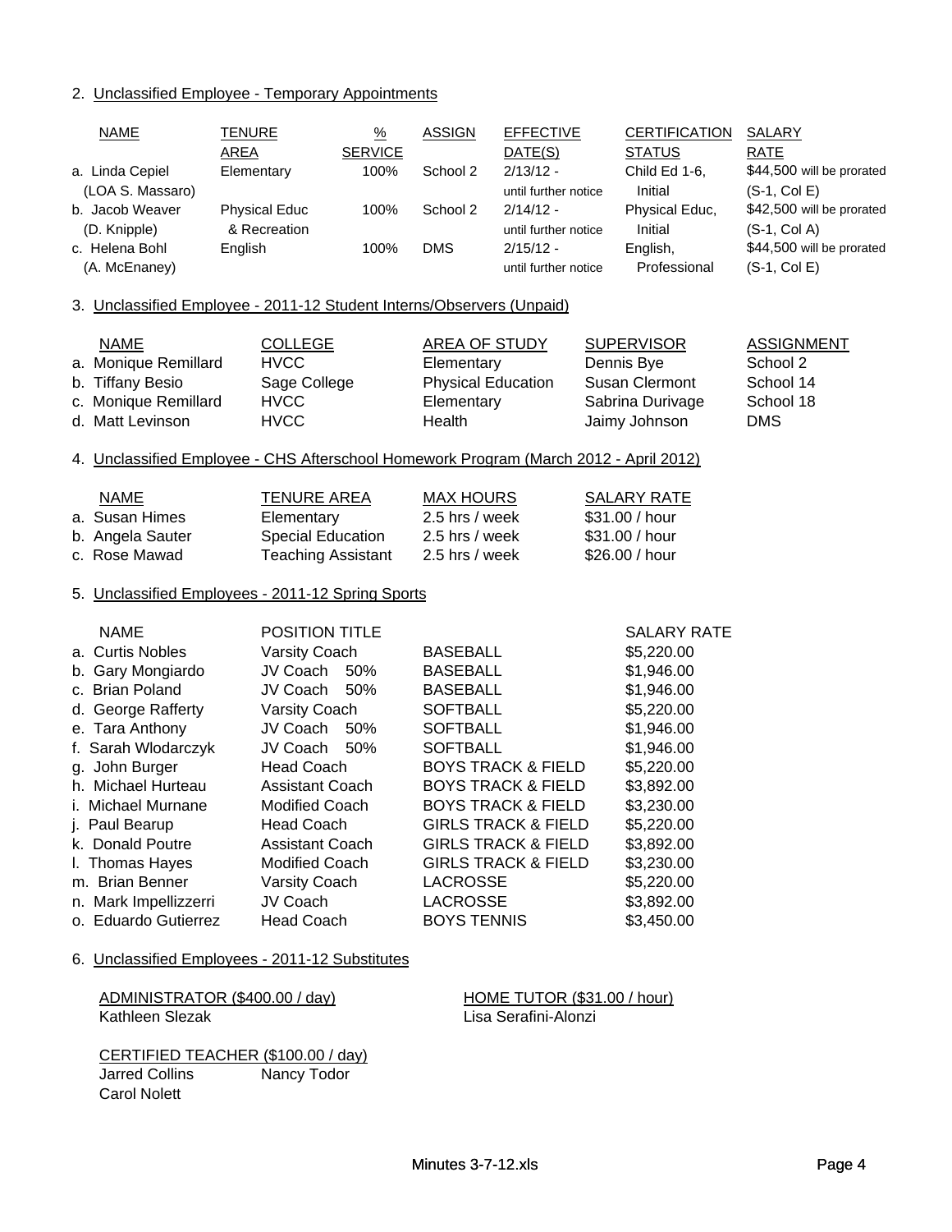2. Unclassified Employee - Temporary Appointments

| NAME | TENURE AREA | % SERVICE | ASSIGN | EFFECTIVE DATE(S) | CERTIFICATION STATUS | SALARY RATE |
|---|---|---|---|---|---|---|
| a. Linda Cepiel (LOA S. Massaro) | Elementary | 100% | School 2 | 2/13/12 - until further notice | Child Ed 1-6, Initial | $44,500 will be prorated (S-1, Col E) |
| b. Jacob Weaver (D. Knipple) | Physical Educ & Recreation | 100% | School 2 | 2/14/12 - until further notice | Physical Educ, Initial | $42,500 will be prorated (S-1, Col A) |
| c. Helena Bohl (A. McEnaney) | English | 100% | DMS | 2/15/12 - until further notice | English, Professional | $44,500 will be prorated (S-1, Col E) |

3. Unclassified Employee - 2011-12 Student Interns/Observers (Unpaid)

| NAME | COLLEGE | AREA OF STUDY | SUPERVISOR | ASSIGNMENT |
|---|---|---|---|---|
| a. Monique Remillard | HVCC | Elementary | Dennis Bye | School 2 |
| b. Tiffany Besio | Sage College | Physical Education | Susan Clermont | School 14 |
| c. Monique Remillard | HVCC | Elementary | Sabrina Durivage | School 18 |
| d. Matt Levinson | HVCC | Health | Jaimy Johnson | DMS |

4. Unclassified Employee - CHS Afterschool Homework Program (March 2012 - April 2012)

| NAME | TENURE AREA | MAX HOURS | SALARY RATE |
|---|---|---|---|
| a. Susan Himes | Elementary | 2.5 hrs / week | $31.00 / hour |
| b. Angela Sauter | Special Education | 2.5 hrs / week | $31.00 / hour |
| c. Rose Mawad | Teaching Assistant | 2.5 hrs / week | $26.00 / hour |

5. Unclassified Employees - 2011-12 Spring Sports

| NAME | POSITION TITLE | | SALARY RATE |
|---|---|---|---|
| a. Curtis Nobles | Varsity Coach | BASEBALL | $5,220.00 |
| b. Gary Mongiardo | JV Coach 50% | BASEBALL | $1,946.00 |
| c. Brian Poland | JV Coach 50% | BASEBALL | $1,946.00 |
| d. George Rafferty | Varsity Coach | SOFTBALL | $5,220.00 |
| e. Tara Anthony | JV Coach 50% | SOFTBALL | $1,946.00 |
| f. Sarah Wlodarczyk | JV Coach 50% | SOFTBALL | $1,946.00 |
| g. John Burger | Head Coach | BOYS TRACK & FIELD | $5,220.00 |
| h. Michael Hurteau | Assistant Coach | BOYS TRACK & FIELD | $3,892.00 |
| i. Michael Murnane | Modified Coach | BOYS TRACK & FIELD | $3,230.00 |
| j. Paul Bearup | Head Coach | GIRLS TRACK & FIELD | $5,220.00 |
| k. Donald Poutre | Assistant Coach | GIRLS TRACK & FIELD | $3,892.00 |
| l. Thomas Hayes | Modified Coach | GIRLS TRACK & FIELD | $3,230.00 |
| m. Brian Benner | Varsity Coach | LACROSSE | $5,220.00 |
| n. Mark Impellizzerri | JV Coach | LACROSSE | $3,892.00 |
| o. Eduardo Gutierrez | Head Coach | BOYS TENNIS | $3,450.00 |

6. Unclassified Employees - 2011-12 Substitutes

ADMINISTRATOR ($400.00 / day)
Kathleen Slezak

HOME TUTOR ($31.00 / hour)
Lisa Serafini-Alonzi

CERTIFIED TEACHER ($100.00 / day)
Jarred Collins
Nancy Todor
Carol Nolett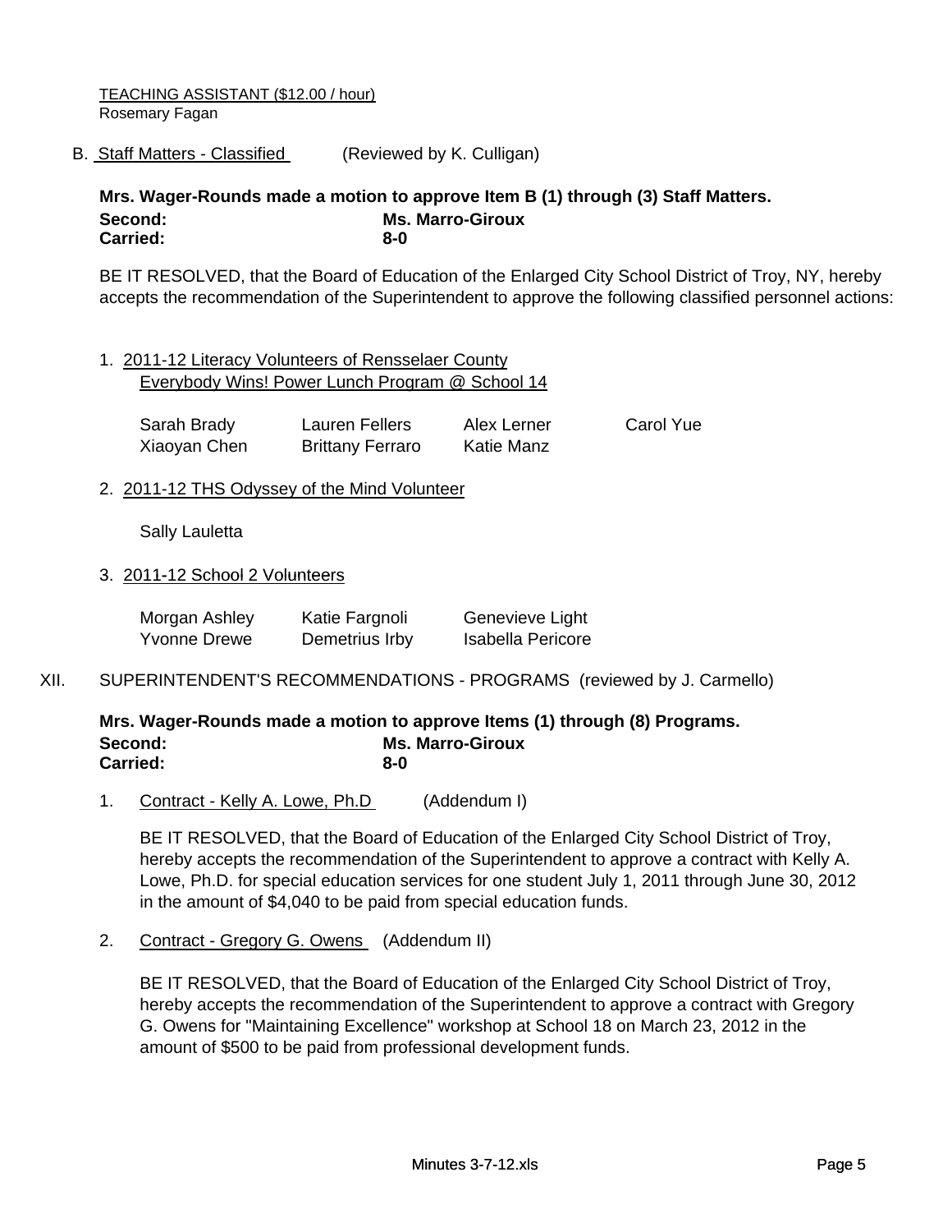TEACHING ASSISTANT ($12.00 / hour)
Rosemary Fagan

B. Staff Matters - Classified (Reviewed by K. Culligan)

**Mrs. Wager-Rounds made a motion to approve Item B (1) through (3) Staff Matters.**
**Second:** **Ms. Marro-Giroux**
**Carried:** **8-0**

BE IT RESOLVED, that the Board of Education of the Enlarged City School District of Troy, NY, hereby accepts the recommendation of the Superintendent to approve the following classified personnel actions:

1. 2011-12 Literacy Volunteers of Rensselaer County
   Everybody Wins! Power Lunch Program @ School 14

| | | | |
|---|---|---|---|
| Sarah Brady | Lauren Fellers | Alex Lerner | Carol Yue |
| Xiaoyan Chen | Brittany Ferraro | Katie Manz | |

2. 2011-12 THS Odyssey of the Mind Volunteer

   Sally Lauletta

3. 2011-12 School 2 Volunteers

| | | |
|---|---|---|
| Morgan Ashley | Katie Fargnoli | Genevieve Light |
| Yvonne Drewe | Demetrius Irby | Isabella Pericore |

XII. SUPERINTENDENT'S RECOMMENDATIONS - PROGRAMS (reviewed by J. Carmello)

**Mrs. Wager-Rounds made a motion to approve Items (1) through (8) Programs.**
**Second:** **Ms. Marro-Giroux**
**Carried:** **8-0**

1. Contract - Kelly A. Lowe, Ph.D (Addendum I)

   BE IT RESOLVED, that the Board of Education of the Enlarged City School District of Troy, hereby accepts the recommendation of the Superintendent to approve a contract with Kelly A. Lowe, Ph.D. for special education services for one student July 1, 2011 through June 30, 2012 in the amount of $4,040 to be paid from special education funds.

2. Contract - Gregory G. Owens (Addendum II)

   BE IT RESOLVED, that the Board of Education of the Enlarged City School District of Troy, hereby accepts the recommendation of the Superintendent to approve a contract with Gregory G. Owens for "Maintaining Excellence" workshop at School 18 on March 23, 2012 in the amount of $500 to be paid from professional development funds.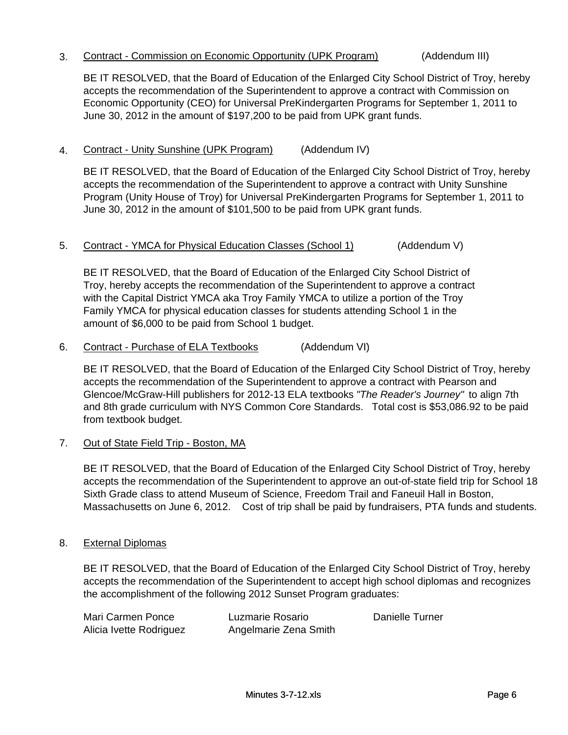3. <u>Contract - Commission on Economic Opportunity (UPK Program)</u> (Addendum III)

   BE IT RESOLVED, that the Board of Education of the Enlarged City School District of Troy, hereby accepts the recommendation of the Superintendent to approve a contract with Commission on Economic Opportunity (CEO) for Universal PreKindergarten Programs for September 1, 2011 to June 30, 2012 in the amount of $197,200 to be paid from UPK grant funds.

4. <u>Contract - Unity Sunshine (UPK Program)</u> (Addendum IV)

   BE IT RESOLVED, that the Board of Education of the Enlarged City School District of Troy, hereby accepts the recommendation of the Superintendent to approve a contract with Unity Sunshine Program (Unity House of Troy) for Universal PreKindergarten Programs for September 1, 2011 to June 30, 2012 in the amount of $101,500 to be paid from UPK grant funds.

5. <u>Contract - YMCA for Physical Education Classes (School 1)</u> (Addendum V)

   BE IT RESOLVED, that the Board of Education of the Enlarged City School District of Troy, hereby accepts the recommendation of the Superintendent to approve a contract with the Capital District YMCA aka Troy Family YMCA to utilize a portion of the Troy Family YMCA for physical education classes for students attending School 1 in the amount of $6,000 to be paid from School 1 budget.

6. <u>Contract - Purchase of ELA Textbooks</u> (Addendum VI)

   BE IT RESOLVED, that the Board of Education of the Enlarged City School District of Troy, hereby accepts the recommendation of the Superintendent to approve a contract with Pearson and Glencoe/McGraw-Hill publishers for 2012-13 ELA textbooks *"The Reader's Journey"* to align 7th and 8th grade curriculum with NYS Common Core Standards. Total cost is $53,086.92 to be paid from textbook budget.

7. <u>Out of State Field Trip - Boston, MA</u>

   BE IT RESOLVED, that the Board of Education of the Enlarged City School District of Troy, hereby accepts the recommendation of the Superintendent to approve an out-of-state field trip for School 18 Sixth Grade class to attend Museum of Science, Freedom Trail and Faneuil Hall in Boston, Massachusetts on June 6, 2012. Cost of trip shall be paid by fundraisers, PTA funds and students.

8. <u>External Diplomas</u>

   BE IT RESOLVED, that the Board of Education of the Enlarged City School District of Troy, hereby accepts the recommendation of the Superintendent to accept high school diplomas and recognizes the accomplishment of the following 2012 Sunset Program graduates:

   | | | |
   |---|---|---|
   | Mari Carmen Ponce | Luzmarie Rosario | Danielle Turner |
   | Alicia Ivette Rodriguez | Angelmarie Zena Smith | |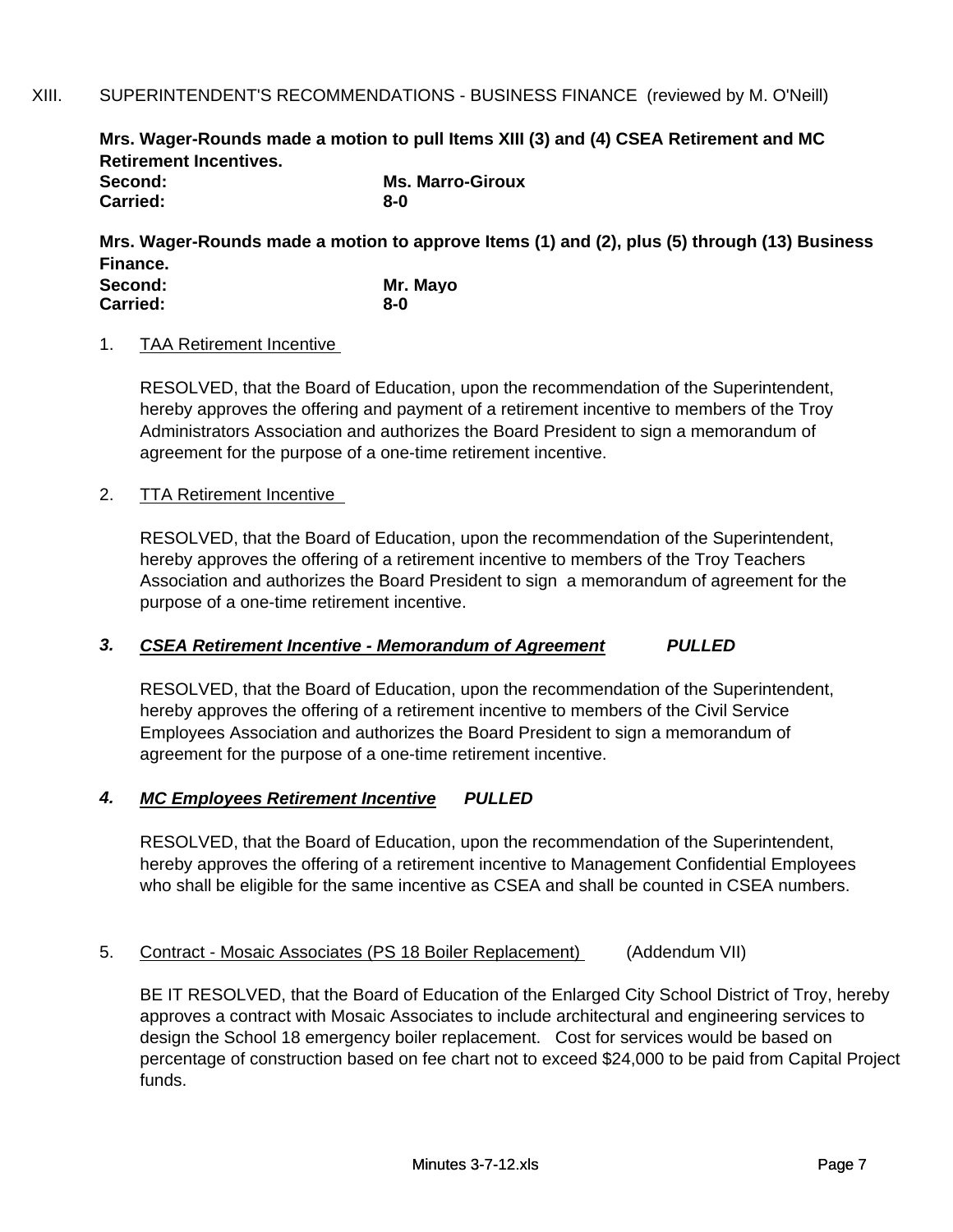## XIII. SUPERINTENDENT'S RECOMMENDATIONS - BUSINESS FINANCE (reviewed by M. O'Neill)

**Mrs. Wager-Rounds made a motion to pull Items XIII (3) and (4) CSEA Retirement and MC Retirement Incentives.**
**Second:** **Ms. Marro-Giroux**
**Carried:** **8-0**

**Mrs. Wager-Rounds made a motion to approve Items (1) and (2), plus (5) through (13) Business Finance.**
**Second:** **Mr. Mayo**
**Carried:** **8-0**

1. TAA Retirement Incentive

   RESOLVED, that the Board of Education, upon the recommendation of the Superintendent, hereby approves the offering and payment of a retirement incentive to members of the Troy Administrators Association and authorizes the Board President to sign a memorandum of agreement for the purpose of a one-time retirement incentive.

2. TTA Retirement Incentive

   RESOLVED, that the Board of Education, upon the recommendation of the Superintendent, hereby approves the offering of a retirement incentive to members of the Troy Teachers Association and authorizes the Board President to sign a memorandum of agreement for the purpose of a one-time retirement incentive.

3. ***CSEA Retirement Incentive - Memorandum of Agreement*** ***PULLED***

   RESOLVED, that the Board of Education, upon the recommendation of the Superintendent, hereby approves the offering of a retirement incentive to members of the Civil Service Employees Association and authorizes the Board President to sign a memorandum of agreement for the purpose of a one-time retirement incentive.

4. ***MC Employees Retirement Incentive*** ***PULLED***

   RESOLVED, that the Board of Education, upon the recommendation of the Superintendent, hereby approves the offering of a retirement incentive to Management Confidential Employees who shall be eligible for the same incentive as CSEA and shall be counted in CSEA numbers.

5. Contract - Mosaic Associates (PS 18 Boiler Replacement) (Addendum VII)

   BE IT RESOLVED, that the Board of Education of the Enlarged City School District of Troy, hereby approves a contract with Mosaic Associates to include architectural and engineering services to design the School 18 emergency boiler replacement. Cost for services would be based on percentage of construction based on fee chart not to exceed $24,000 to be paid from Capital Project funds.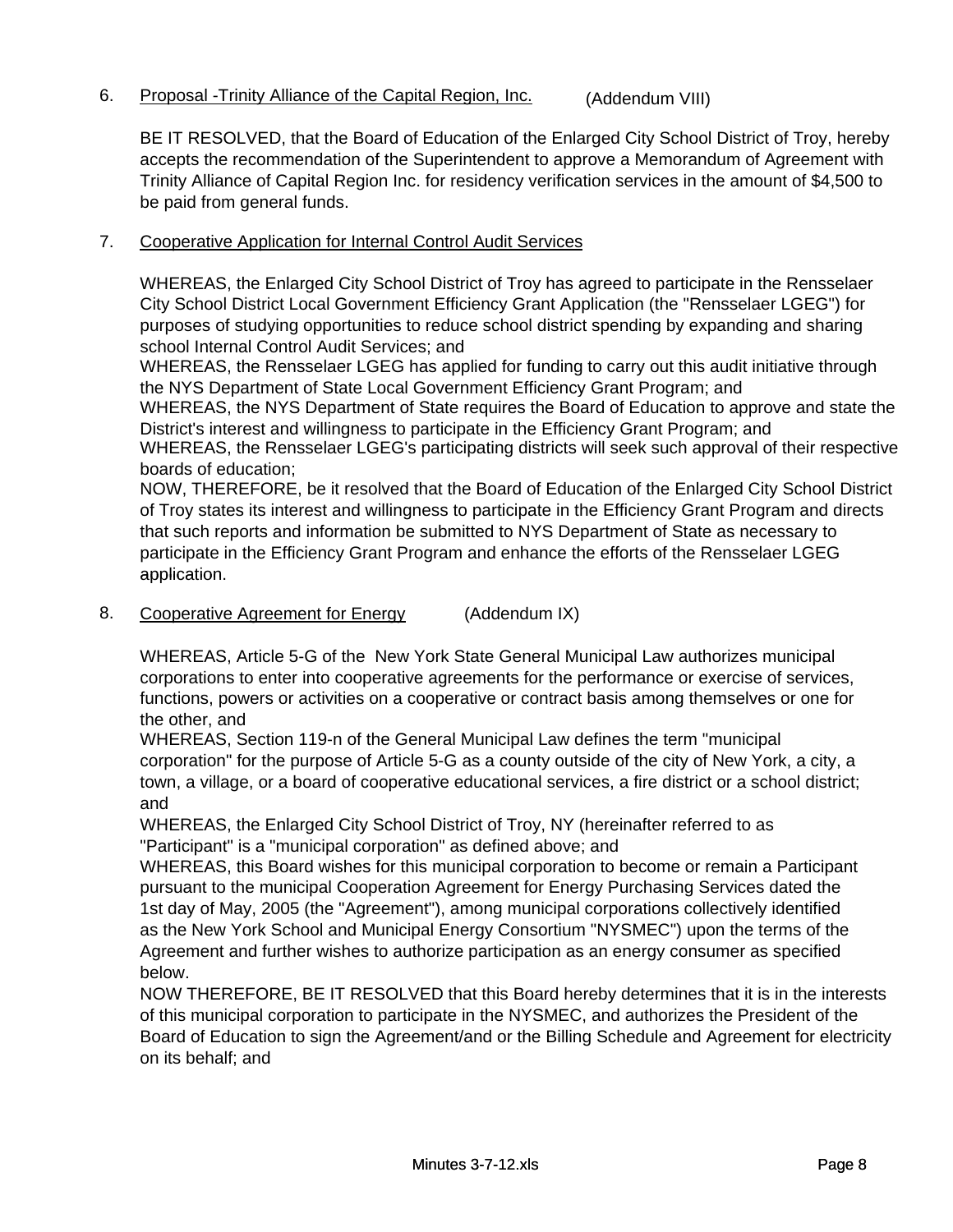6. Proposal -Trinity Alliance of the Capital Region, Inc. (Addendum VIII)

BE IT RESOLVED, that the Board of Education of the Enlarged City School District of Troy, hereby accepts the recommendation of the Superintendent to approve a Memorandum of Agreement with Trinity Alliance of Capital Region Inc. for residency verification services in the amount of $4,500 to be paid from general funds.

7. Cooperative Application for Internal Control Audit Services

WHEREAS, the Enlarged City School District of Troy has agreed to participate in the Rensselaer City School District Local Government Efficiency Grant Application (the "Rensselaer LGEG") for purposes of studying opportunities to reduce school district spending by expanding and sharing school Internal Control Audit Services; and
WHEREAS, the Rensselaer LGEG has applied for funding to carry out this audit initiative through the NYS Department of State Local Government Efficiency Grant Program; and
WHEREAS, the NYS Department of State requires the Board of Education to approve and state the District's interest and willingness to participate in the Efficiency Grant Program; and
WHEREAS, the Rensselaer LGEG's participating districts will seek such approval of their respective boards of education;
NOW, THEREFORE, be it resolved that the Board of Education of the Enlarged City School District of Troy states its interest and willingness to participate in the Efficiency Grant Program and directs that such reports and information be submitted to NYS Department of State as necessary to participate in the Efficiency Grant Program and enhance the efforts of the Rensselaer LGEG application.

8. Cooperative Agreement for Energy (Addendum IX)

WHEREAS, Article 5-G of the New York State General Municipal Law authorizes municipal corporations to enter into cooperative agreements for the performance or exercise of services, functions, powers or activities on a cooperative or contract basis among themselves or one for the other, and
WHEREAS, Section 119-n of the General Municipal Law defines the term "municipal corporation" for the purpose of Article 5-G as a county outside of the city of New York, a city, a town, a village, or a board of cooperative educational services, a fire district or a school district; and
WHEREAS, the Enlarged City School District of Troy, NY (hereinafter referred to as "Participant" is a "municipal corporation" as defined above; and
WHEREAS, this Board wishes for this municipal corporation to become or remain a Participant pursuant to the municipal Cooperation Agreement for Energy Purchasing Services dated the 1st day of May, 2005 (the "Agreement"), among municipal corporations collectively identified as the New York School and Municipal Energy Consortium "NYSMEC") upon the terms of the Agreement and further wishes to authorize participation as an energy consumer as specified below.
NOW THEREFORE, BE IT RESOLVED that this Board hereby determines that it is in the interests of this municipal corporation to participate in the NYSMEC, and authorizes the President of the Board of Education to sign the Agreement/and or the Billing Schedule and Agreement for electricity on its behalf; and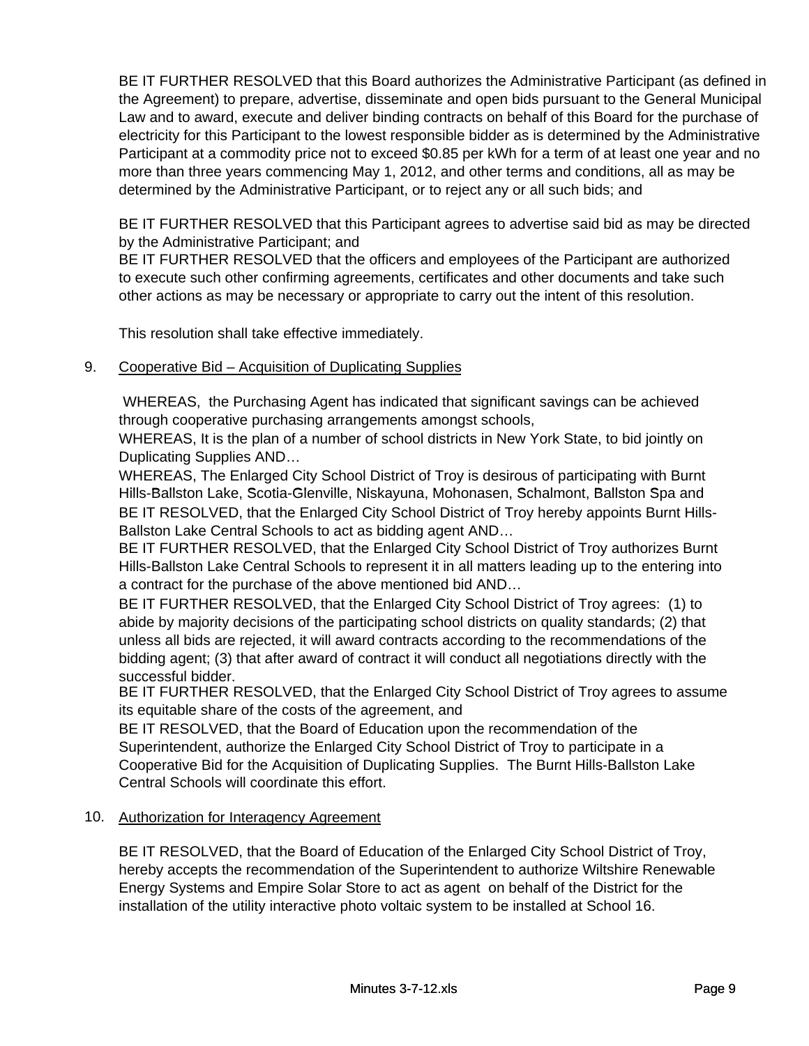BE IT FURTHER RESOLVED that this Board authorizes the Administrative Participant (as defined in the Agreement) to prepare, advertise, disseminate and open bids pursuant to the General Municipal Law and to award, execute and deliver binding contracts on behalf of this Board for the purchase of electricity for this Participant to the lowest responsible bidder as is determined by the Administrative Participant at a commodity price not to exceed $0.85 per kWh for a term of at least one year and no more than three years commencing May 1, 2012, and other terms and conditions, all as may be determined by the Administrative Participant, or to reject any or all such bids; and

BE IT FURTHER RESOLVED that this Participant agrees to advertise said bid as may be directed by the Administrative Participant; and
BE IT FURTHER RESOLVED that the officers and employees of the Participant are authorized to execute such other confirming agreements, certificates and other documents and take such other actions as may be necessary or appropriate to carry out the intent of this resolution.

This resolution shall take effective immediately.

9. Cooperative Bid – Acquisition of Duplicating Supplies

WHEREAS, the Purchasing Agent has indicated that significant savings can be achieved through cooperative purchasing arrangements amongst schools,
WHEREAS, It is the plan of a number of school districts in New York State, to bid jointly on Duplicating Supplies AND…
WHEREAS, The Enlarged City School District of Troy is desirous of participating with Burnt Hills-Ballston Lake, Scotia-Glenville, Niskayuna, Mohonasen, Schalmont, Ballston Spa and
BE IT RESOLVED, that the Enlarged City School District of Troy hereby appoints Burnt Hills-Ballston Lake Central Schools to act as bidding agent AND…
BE IT FURTHER RESOLVED, that the Enlarged City School District of Troy authorizes Burnt Hills-Ballston Lake Central Schools to represent it in all matters leading up to the entering into a contract for the purchase of the above mentioned bid AND…
BE IT FURTHER RESOLVED, that the Enlarged City School District of Troy agrees: (1) to abide by majority decisions of the participating school districts on quality standards; (2) that unless all bids are rejected, it will award contracts according to the recommendations of the bidding agent; (3) that after award of contract it will conduct all negotiations directly with the successful bidder.
BE IT FURTHER RESOLVED, that the Enlarged City School District of Troy agrees to assume its equitable share of the costs of the agreement, and
BE IT RESOLVED, that the Board of Education upon the recommendation of the Superintendent, authorize the Enlarged City School District of Troy to participate in a Cooperative Bid for the Acquisition of Duplicating Supplies. The Burnt Hills-Ballston Lake Central Schools will coordinate this effort.

10. Authorization for Interagency Agreement

BE IT RESOLVED, that the Board of Education of the Enlarged City School District of Troy, hereby accepts the recommendation of the Superintendent to authorize Wiltshire Renewable Energy Systems and Empire Solar Store to act as agent on behalf of the District for the installation of the utility interactive photo voltaic system to be installed at School 16.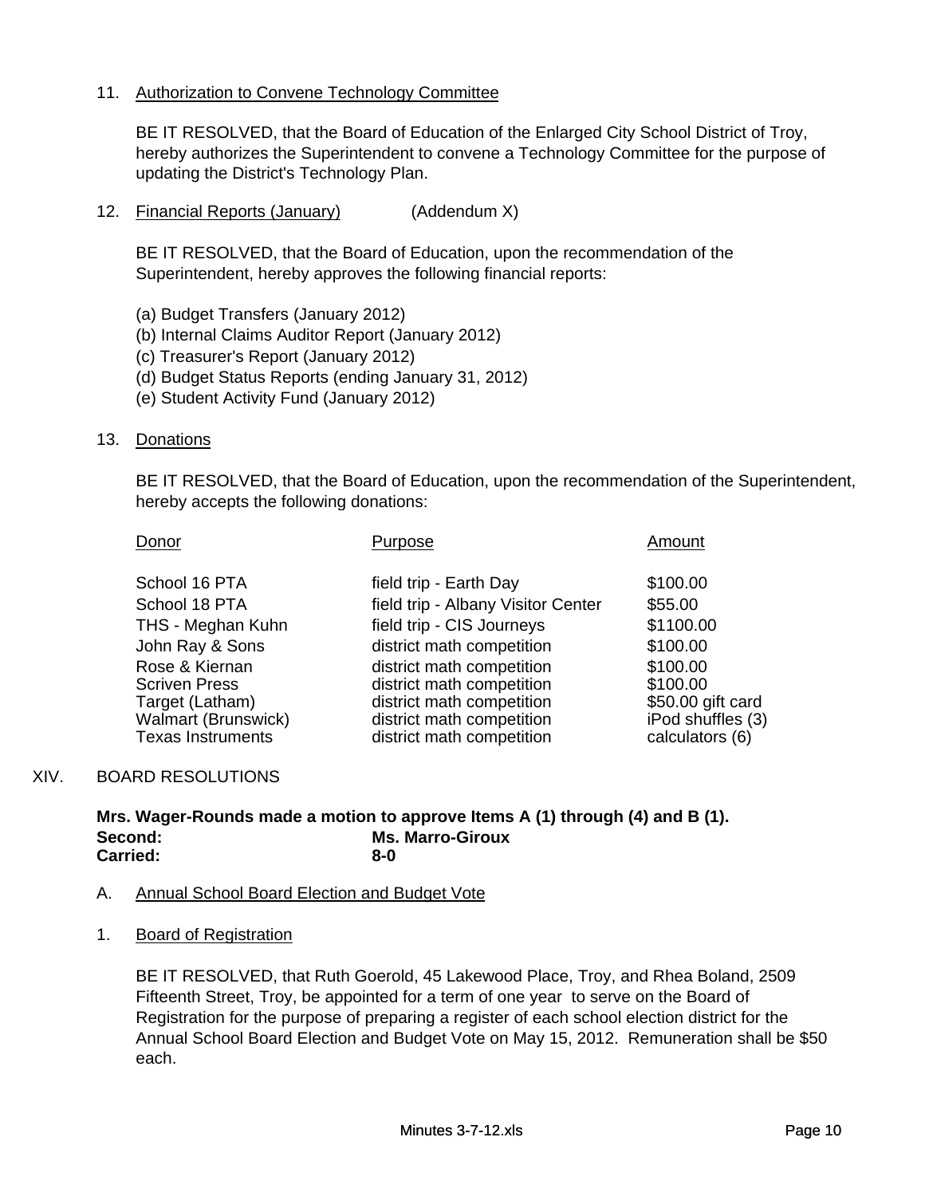11. Authorization to Convene Technology Committee

    BE IT RESOLVED, that the Board of Education of the Enlarged City School District of Troy, hereby authorizes the Superintendent to convene a Technology Committee for the purpose of updating the District's Technology Plan.

12. Financial Reports (January) (Addendum X)

    BE IT RESOLVED, that the Board of Education, upon the recommendation of the Superintendent, hereby approves the following financial reports:

    (a) Budget Transfers (January 2012)
    (b) Internal Claims Auditor Report (January 2012)
    (c) Treasurer's Report (January 2012)
    (d) Budget Status Reports (ending January 31, 2012)
    (e) Student Activity Fund (January 2012)

13. Donations

    BE IT RESOLVED, that the Board of Education, upon the recommendation of the Superintendent, hereby accepts the following donations:

| Donor | Purpose | Amount |
|---|---|---|
| School 16 PTA | field trip - Earth Day | $100.00 |
| School 18 PTA | field trip - Albany Visitor Center | $55.00 |
| THS - Meghan Kuhn | field trip - CIS Journeys | $1100.00 |
| John Ray & Sons | district math competition | $100.00 |
| Rose & Kiernan | district math competition | $100.00 |
| Scriven Press | district math competition | $100.00 |
| Target (Latham) | district math competition | $50.00 gift card |
| Walmart (Brunswick) | district math competition | iPod shuffles (3) |
| Texas Instruments | district math competition | calculators (6) |

XIV. BOARD RESOLUTIONS

**Mrs. Wager-Rounds made a motion to approve Items A (1) through (4) and B (1).**
**Second: Ms. Marro-Giroux**
**Carried: 8-0**

A. Annual School Board Election and Budget Vote

1. Board of Registration

    BE IT RESOLVED, that Ruth Goerold, 45 Lakewood Place, Troy, and Rhea Boland, 2509 Fifteenth Street, Troy, be appointed for a term of one year to serve on the Board of Registration for the purpose of preparing a register of each school election district for the Annual School Board Election and Budget Vote on May 15, 2012. Remuneration shall be $50 each.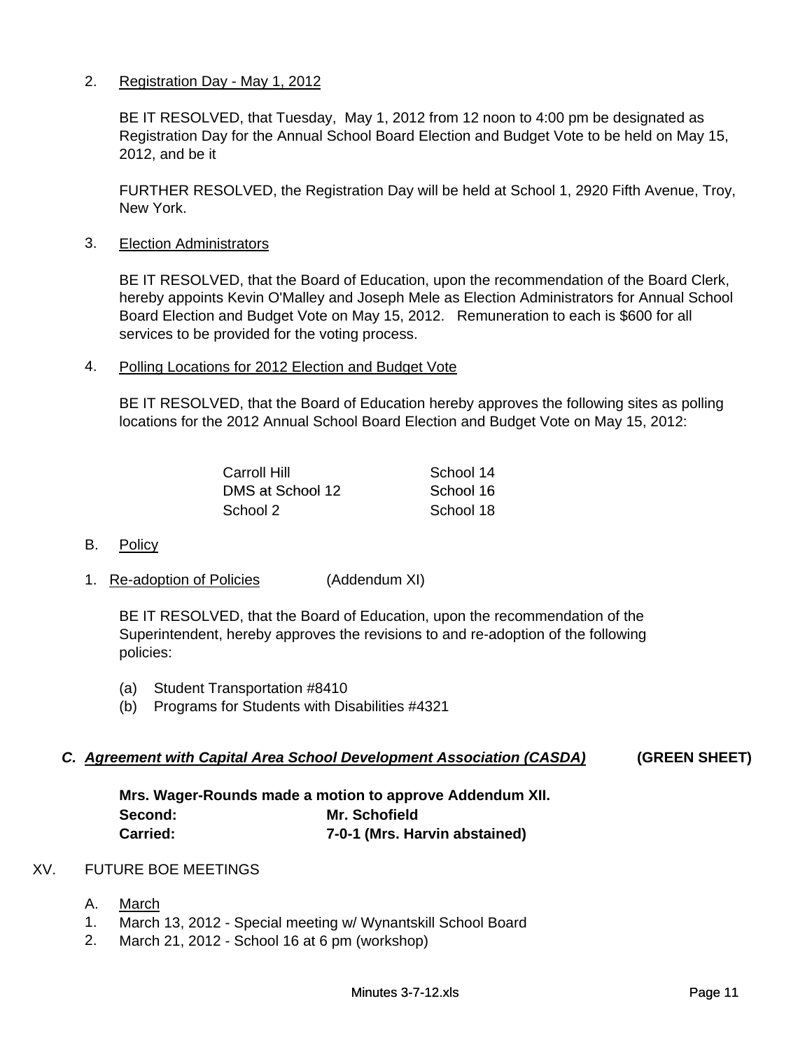2. Registration Day - May 1, 2012

BE IT RESOLVED, that Tuesday, May 1, 2012 from 12 noon to 4:00 pm be designated as Registration Day for the Annual School Board Election and Budget Vote to be held on May 15, 2012, and be it

FURTHER RESOLVED, the Registration Day will be held at School 1, 2920 Fifth Avenue, Troy, New York.

3. Election Administrators

BE IT RESOLVED, that the Board of Education, upon the recommendation of the Board Clerk, hereby appoints Kevin O'Malley and Joseph Mele as Election Administrators for Annual School Board Election and Budget Vote on May 15, 2012. Remuneration to each is $600 for all services to be provided for the voting process.

4. Polling Locations for 2012 Election and Budget Vote

BE IT RESOLVED, that the Board of Education hereby approves the following sites as polling locations for the 2012 Annual School Board Election and Budget Vote on May 15, 2012:

| | |
|---|---|
| Carroll Hill | School 14 |
| DMS at School 12 | School 16 |
| School 2 | School 18 |

B. Policy

1. Re-adoption of Policies (Addendum XI)

BE IT RESOLVED, that the Board of Education, upon the recommendation of the Superintendent, hereby approves the revisions to and re-adoption of the following policies:

(a) Student Transportation #8410
(b) Programs for Students with Disabilities #4321

***C. Agreement with Capital Area School Development Association (CASDA)*** **(GREEN SHEET)**

**Mrs. Wager-Rounds made a motion to approve Addendum XII.**
**Second:** **Mr. Schofield**
**Carried:** **7-0-1 (Mrs. Harvin abstained)**

XV. FUTURE BOE MEETINGS

A. March
1. March 13, 2012 - Special meeting w/ Wynantskill School Board
2. March 21, 2012 - School 16 at 6 pm (workshop)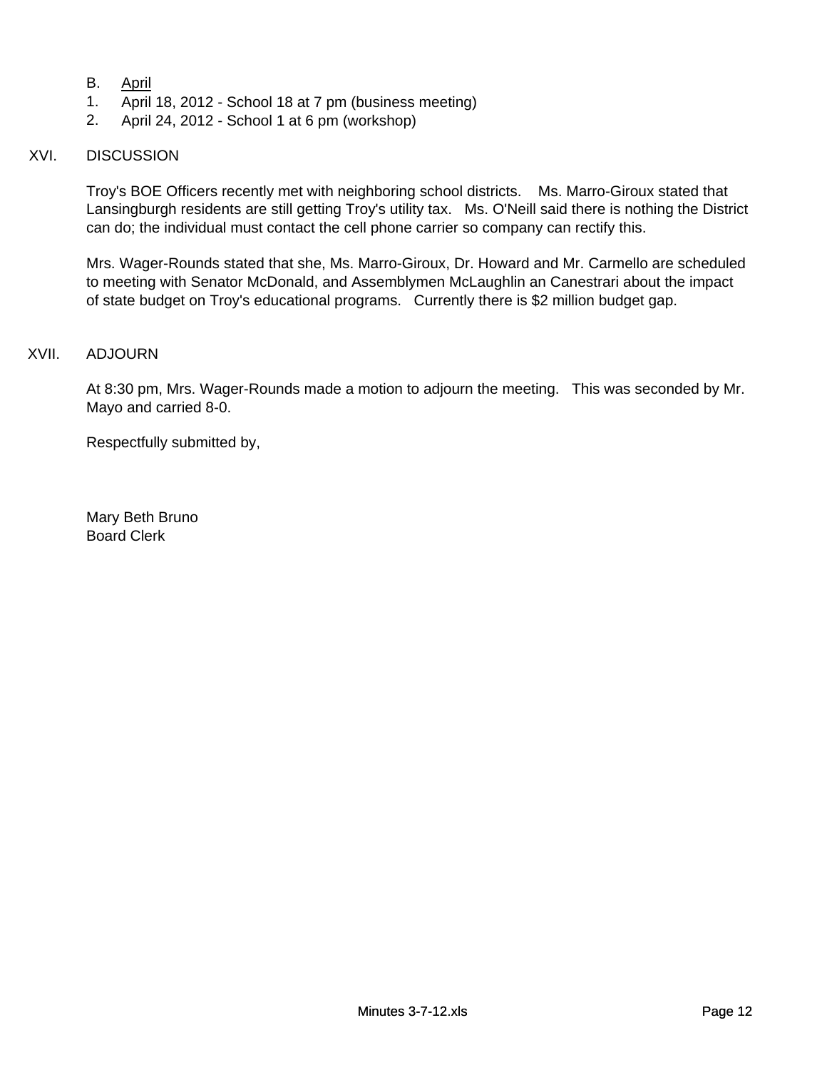B. <u>April</u>

1. April 18, 2012 - School 18 at 7 pm (business meeting)
2. April 24, 2012 - School 1 at 6 pm (workshop)

XVI. DISCUSSION

Troy's BOE Officers recently met with neighboring school districts. Ms. Marro-Giroux stated that Lansingburgh residents are still getting Troy's utility tax. Ms. O'Neill said there is nothing the District can do; the individual must contact the cell phone carrier so company can rectify this.

Mrs. Wager-Rounds stated that she, Ms. Marro-Giroux, Dr. Howard and Mr. Carmello are scheduled to meeting with Senator McDonald, and Assemblymen McLaughlin an Canestrari about the impact of state budget on Troy's educational programs. Currently there is $2 million budget gap.

XVII. ADJOURN

At 8:30 pm, Mrs. Wager-Rounds made a motion to adjourn the meeting. This was seconded by Mr. Mayo and carried 8-0.

Respectfully submitted by,

Mary Beth Bruno
Board Clerk